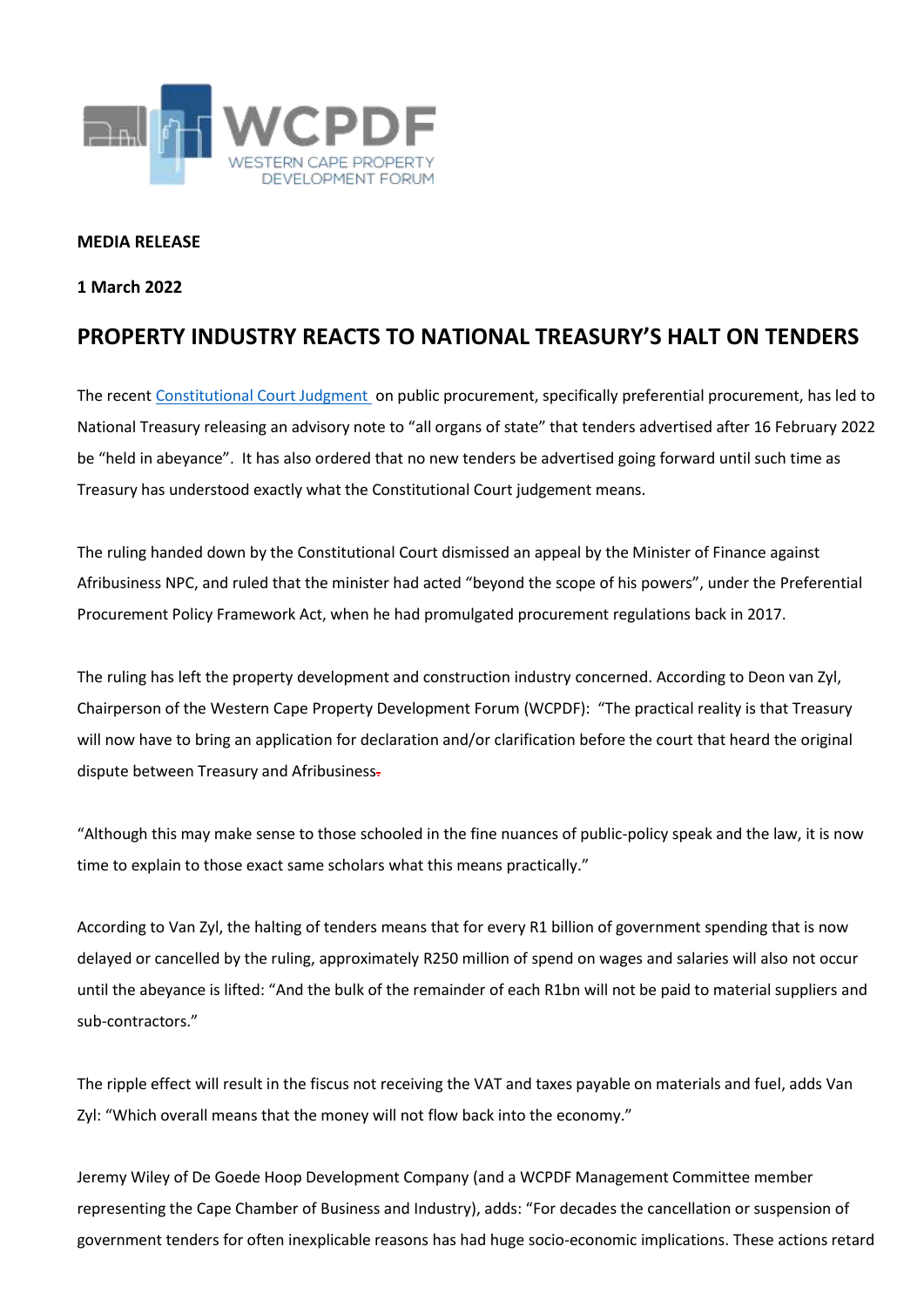**MEDIA RELEASE**

**1 March 2022**

# PROPERTY INDUSTRY REACTS TO NATIONAL TREASURY'S HALT ON TENDERS

The recent Constitutional Court Judgment on public procurement, specifically preferential procurement, has led to National Treasury releasing an advisory note to "all organs of state" that tenders advertised after 16 February 2022 be "held in abeyance". It has also ordered that no new tenders be advertised going forward until such time as Treasury has understood exactly what the Constitutional Court judgement means.

The ruling handed down by the Constitutional Court dismissed an appeal by the Minister of Finance against Afribusiness NPC, and ruled that the minister had acted "beyond the scope of his powers", under the Preferential Procurement Policy Framework Act, when he had promulgated procurement regulations back in 2017.

The ruling has left the property development and construction industry concerned. According to Deon van Zyl, Chairperson of the Western Cape Property Development Forum (WCPDF): "The practical reality is that Treasury will now have to bring an application for declaration and/or clarification before the court that heard the original dispute between Treasury and Afribusiness.

"Although this may make sense to those schooled in the fine nuances of public-policy speak and the law, it is now time to explain to those exact same scholars what this means practically."

According to Van Zyl, the halting of tenders means that for every R1 billion of government spending that is now delayed or cancelled by the ruling, approximately R250 million of spend on wages and salaries will also not occur until the abeyance is lifted: "And the bulk of the remainder of each R1bn will not be paid to material suppliers and sub-contractors."

The ripple effect will result in the fiscus not receiving the VAT and taxes payable on materials and fuel, adds Van Zyl: "Which overall means that the money will not flow back into the economy."

Jeremy Wiley of De Goede Hoop Development Company (and a WCPDF Management Committee member representing the Cape Chamber of Business and Industry), adds: "For decades the cancellation or suspension of government tenders for often inexplicable reasons has had huge socio-economic implications. These actions retard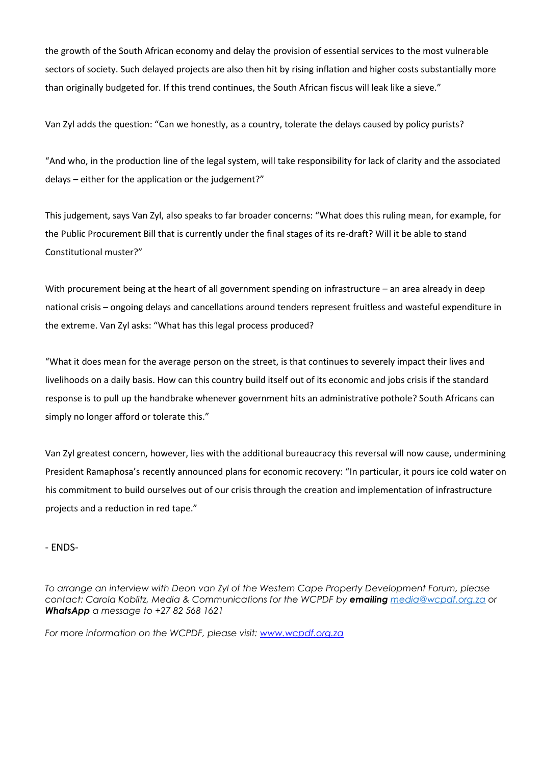the growth of the South African economy and delay the provision of essential services to the most vulnerable sectors of society. Such delayed projects are also then hit by rising inflation and higher costs substantially more than originally budgeted for. If this trend continues, the South African fiscus will leak like a sieve."

Van Zyl adds the question: "Can we honestly, as a country, tolerate the delays caused by policy purists?

"And who, in the production line of the legal system, will take responsibility for lack of clarity and the associated delays – either for the application or the judgement?"

This judgement, says Van Zyl, also speaks to far broader concerns: "What does this ruling mean, for example, for the Public Procurement Bill that is currently under the final stages of its re-draft? Will it be able to stand Constitutional muster?"

With procurement being at the heart of all government spending on infrastructure – an area already in deep national crisis – ongoing delays and cancellations around tenders represent fruitless and wasteful expenditure in the extreme. Van Zyl asks: "What has this legal process produced?

"What it does mean for the average person on the street, is that continues to severely impact their lives and livelihoods on a daily basis. How can this country build itself out of its economic and jobs crisis if the standard response is to pull up the handbrake whenever government hits an administrative pothole? South Africans can simply no longer afford or tolerate this."

Van Zyl greatest concern, however, lies with the additional bureaucracy this reversal will now cause, undermining President Ramaphosa's recently announced plans for economic recovery: "In particular, it pours ice cold water on his commitment to build ourselves out of our crisis through the creation and implementation of infrastructure projects and a reduction in red tape."

- ENDS-

*To arrange an interview with Deon van Zyl of the Western Cape Property Development Forum, please contact: Carola Koblitz, Media & Communications for the WCPDF by **emailing** [media@wcpdf.org.za](mailto:media@wcpdf.org.za) or **WhatsApp** a message to +27 82 568 1621*

*For more information on the WCPDF, please visit: [www.wcpdf.org.za](http://www.wcpdf.org.za)*